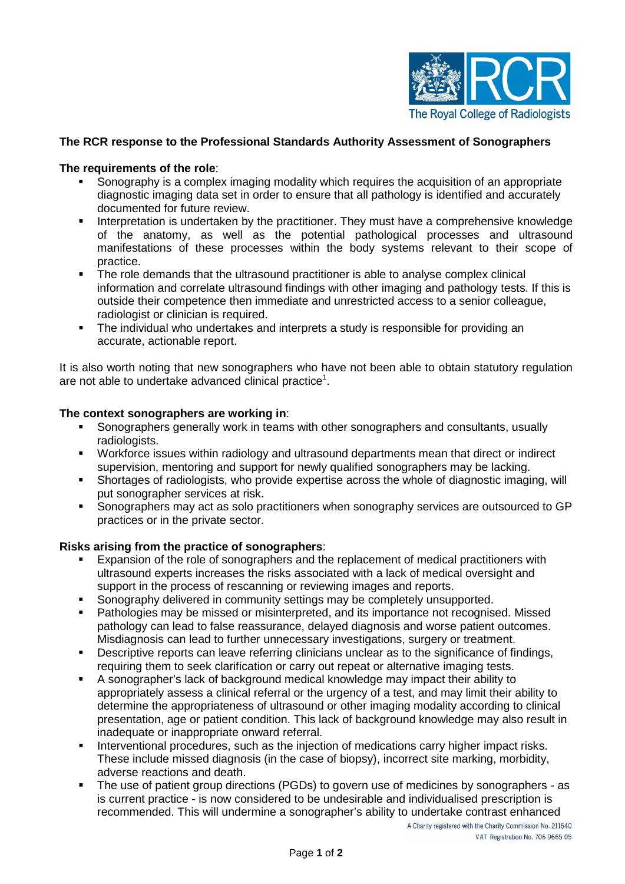**The RCR response to the Professional Standards Authority Assessment of Sonographers**

**The requirements of the role**:

- Sonography is a complex imaging modality which requires the acquisition of an appropriate diagnostic imaging data set in order to ensure that all pathology is identified and accurately documented for future review.
- Interpretation is undertaken by the practitioner. They must have a comprehensive knowledge of the anatomy, as well as the potential pathological processes and ultrasound manifestations of these processes within the body systems relevant to their scope of practice.
- The role demands that the ultrasound practitioner is able to analyse complex clinical information and correlate ultrasound findings with other imaging and pathology tests. If this is outside their competence then immediate and unrestricted access to a senior colleague, radiologist or clinician is required.
- The individual who undertakes and interprets a study is responsible for providing an accurate, actionable report.

It is also worth noting that new sonographers who have not been able to obtain statutory regulation are not able to undertake advanced clinical practice[1].

**The context sonographers are working in**:

- Sonographers generally work in teams with other sonographers and consultants, usually radiologists.
- Workforce issues within radiology and ultrasound departments mean that direct or indirect supervision, mentoring and support for newly qualified sonographers may be lacking.
- Shortages of radiologists, who provide expertise across the whole of diagnostic imaging, will put sonographer services at risk.
- Sonographers may act as solo practitioners when sonography services are outsourced to GP practices or in the private sector.

**Risks arising from the practice of sonographers**:

- Expansion of the role of sonographers and the replacement of medical practitioners with ultrasound experts increases the risks associated with a lack of medical oversight and support in the process of rescanning or reviewing images and reports.
- Sonography delivered in community settings may be completely unsupported.
- Pathologies may be missed or misinterpreted, and its importance not recognised. Missed pathology can lead to false reassurance, delayed diagnosis and worse patient outcomes. Misdiagnosis can lead to further unnecessary investigations, surgery or treatment.
- Descriptive reports can leave referring clinicians unclear as to the significance of findings, requiring them to seek clarification or carry out repeat or alternative imaging tests.
- A sonographer's lack of background medical knowledge may impact their ability to appropriately assess a clinical referral or the urgency of a test, and may limit their ability to determine the appropriateness of ultrasound or other imaging modality according to clinical presentation, age or patient condition. This lack of background knowledge may also result in inadequate or inappropriate onward referral.
- Interventional procedures, such as the injection of medications carry higher impact risks. These include missed diagnosis (in the case of biopsy), incorrect site marking, morbidity, adverse reactions and death.
- The use of patient group directions (PGDs) to govern use of medicines by sonographers - as is current practice - is now considered to be undesirable and individualised prescription is recommended. This will undermine a sonographer's ability to undertake contrast enhanced

A Charity registered with the Charity Commission No. 211540
VAT Registration No. 706 9665 05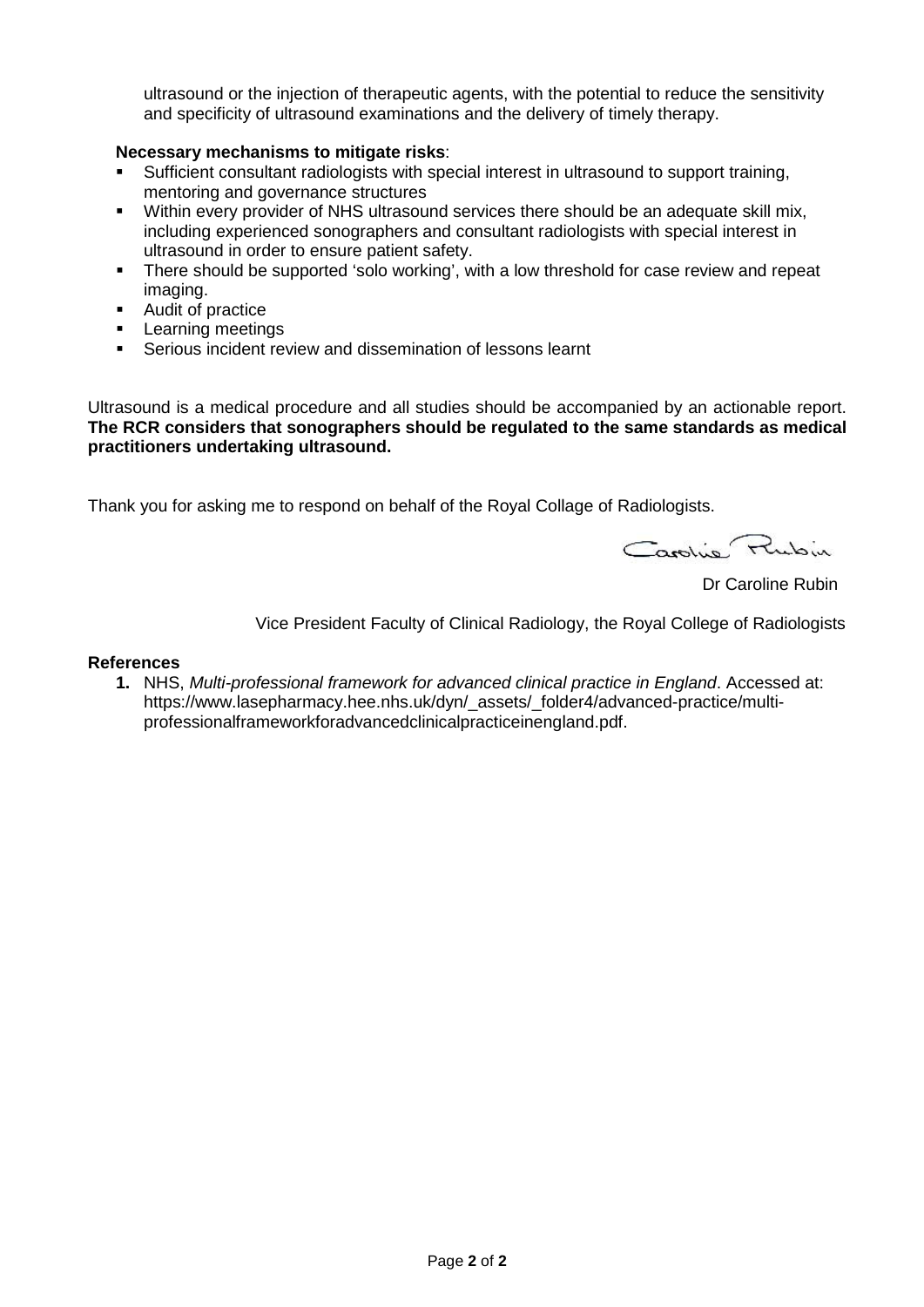ultrasound or the injection of therapeutic agents, with the potential to reduce the sensitivity and specificity of ultrasound examinations and the delivery of timely therapy.

**Necessary mechanisms to mitigate risks**:

- Sufficient consultant radiologists with special interest in ultrasound to support training, mentoring and governance structures
- Within every provider of NHS ultrasound services there should be an adequate skill mix, including experienced sonographers and consultant radiologists with special interest in ultrasound in order to ensure patient safety.
- There should be supported 'solo working', with a low threshold for case review and repeat imaging.
- Audit of practice
- Learning meetings
- Serious incident review and dissemination of lessons learnt

Ultrasound is a medical procedure and all studies should be accompanied by an actionable report. **The RCR considers that sonographers should be regulated to the same standards as medical practitioners undertaking ultrasound.**

Thank you for asking me to respond on behalf of the Royal Collage of Radiologists.

Caroline Rubin

Dr Caroline Rubin

Vice President Faculty of Clinical Radiology, the Royal College of Radiologists

**References**

1. NHS, *Multi-professional framework for advanced clinical practice in England*. Accessed at: https://www.lasepharmacy.hee.nhs.uk/dyn/_assets/_folder4/advanced-practice/multi-professionalframeworkforadvancedclinicalpracticeinengland.pdf.